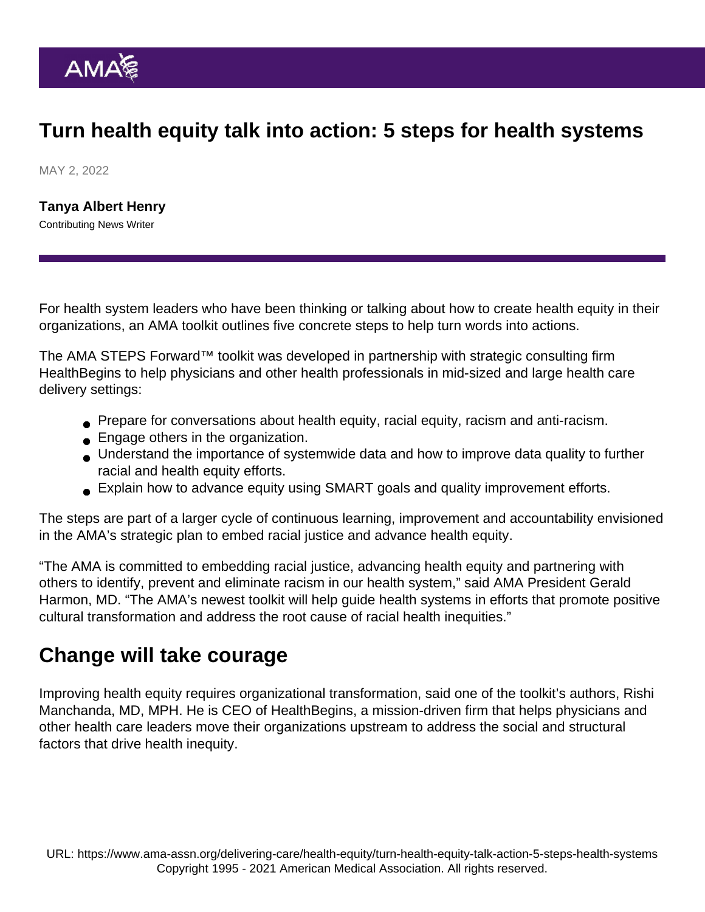# Turn health equity talk into action: 5 steps for health systems

MAY 2, 2022

**Tanya Albert Henry**
Contributing News Writer

For health system leaders who have been thinking or talking about how to create health equity in their organizations, an AMA toolkit outlines five concrete steps to help turn words into actions.

The AMA STEPS Forward™ toolkit was developed in partnership with strategic consulting firm HealthBegins to help physicians and other health professionals in mid-sized and large health care delivery settings:

- Prepare for conversations about health equity, racial equity, racism and anti-racism.
- Engage others in the organization.
- Understand the importance of systemwide data and how to improve data quality to further racial and health equity efforts.
- Explain how to advance equity using SMART goals and quality improvement efforts.

The steps are part of a larger cycle of continuous learning, improvement and accountability envisioned in the AMA's strategic plan to embed racial justice and advance health equity.

"The AMA is committed to embedding racial justice, advancing health equity and partnering with others to identify, prevent and eliminate racism in our health system," said AMA President Gerald Harmon, MD. "The AMA's newest toolkit will help guide health systems in efforts that promote positive cultural transformation and address the root cause of racial health inequities."

## Change will take courage

Improving health equity requires organizational transformation, said one of the toolkit's authors, Rishi Manchanda, MD, MPH. He is CEO of HealthBegins, a mission-driven firm that helps physicians and other health care leaders move their organizations upstream to address the social and structural factors that drive health inequity.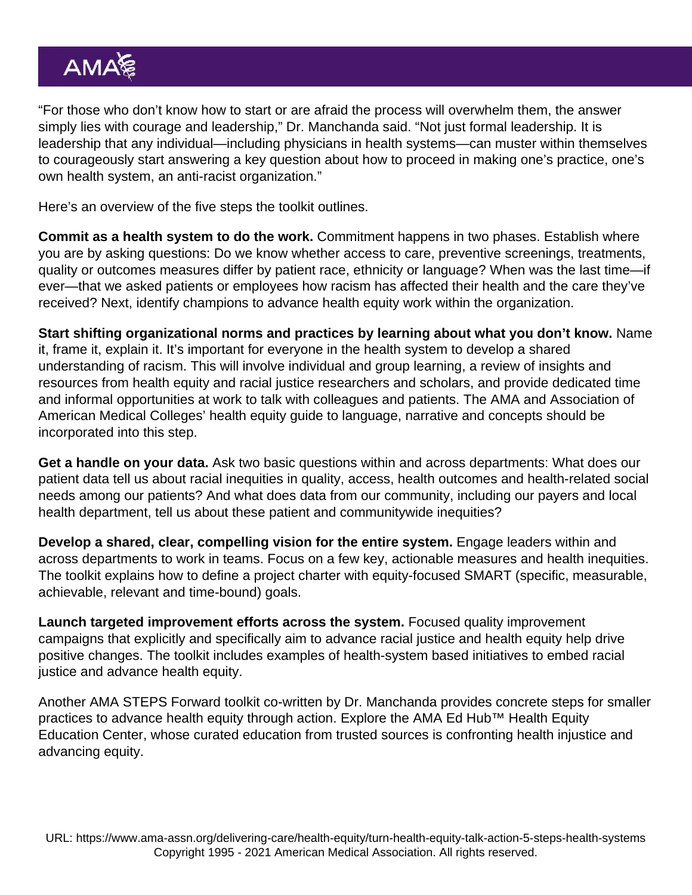"For those who don't know how to start or are afraid the process will overwhelm them, the answer simply lies with courage and leadership," Dr. Manchanda said. "Not just formal leadership. It is leadership that any individual—including physicians in health systems—can muster within themselves to courageously start answering a key question about how to proceed in making one's practice, one's own health system, an anti-racist organization."

Here's an overview of the five steps the toolkit outlines.

**Commit as a health system to do the work.** Commitment happens in two phases. Establish where you are by asking questions: Do we know whether access to care, preventive screenings, treatments, quality or outcomes measures differ by patient race, ethnicity or language? When was the last time—if ever—that we asked patients or employees how racism has affected their health and the care they've received? Next, identify champions to advance health equity work within the organization.

**Start shifting organizational norms and practices by learning about what you don't know.** Name it, frame it, explain it. It's important for everyone in the health system to develop a shared understanding of racism. This will involve individual and group learning, a review of insights and resources from health equity and racial justice researchers and scholars, and provide dedicated time and informal opportunities at work to talk with colleagues and patients. The AMA and Association of American Medical Colleges' health equity guide to language, narrative and concepts should be incorporated into this step.

**Get a handle on your data.** Ask two basic questions within and across departments: What does our patient data tell us about racial inequities in quality, access, health outcomes and health-related social needs among our patients? And what does data from our community, including our payers and local health department, tell us about these patient and communitywide inequities?

**Develop a shared, clear, compelling vision for the entire system.** Engage leaders within and across departments to work in teams. Focus on a few key, actionable measures and health inequities. The toolkit explains how to define a project charter with equity-focused SMART (specific, measurable, achievable, relevant and time-bound) goals.

**Launch targeted improvement efforts across the system.** Focused quality improvement campaigns that explicitly and specifically aim to advance racial justice and health equity help drive positive changes. The toolkit includes examples of health-system based initiatives to embed racial justice and advance health equity.

Another AMA STEPS Forward toolkit co-written by Dr. Manchanda provides concrete steps for smaller practices to advance health equity through action. Explore the AMA Ed Hub™ Health Equity Education Center, whose curated education from trusted sources is confronting health injustice and advancing equity.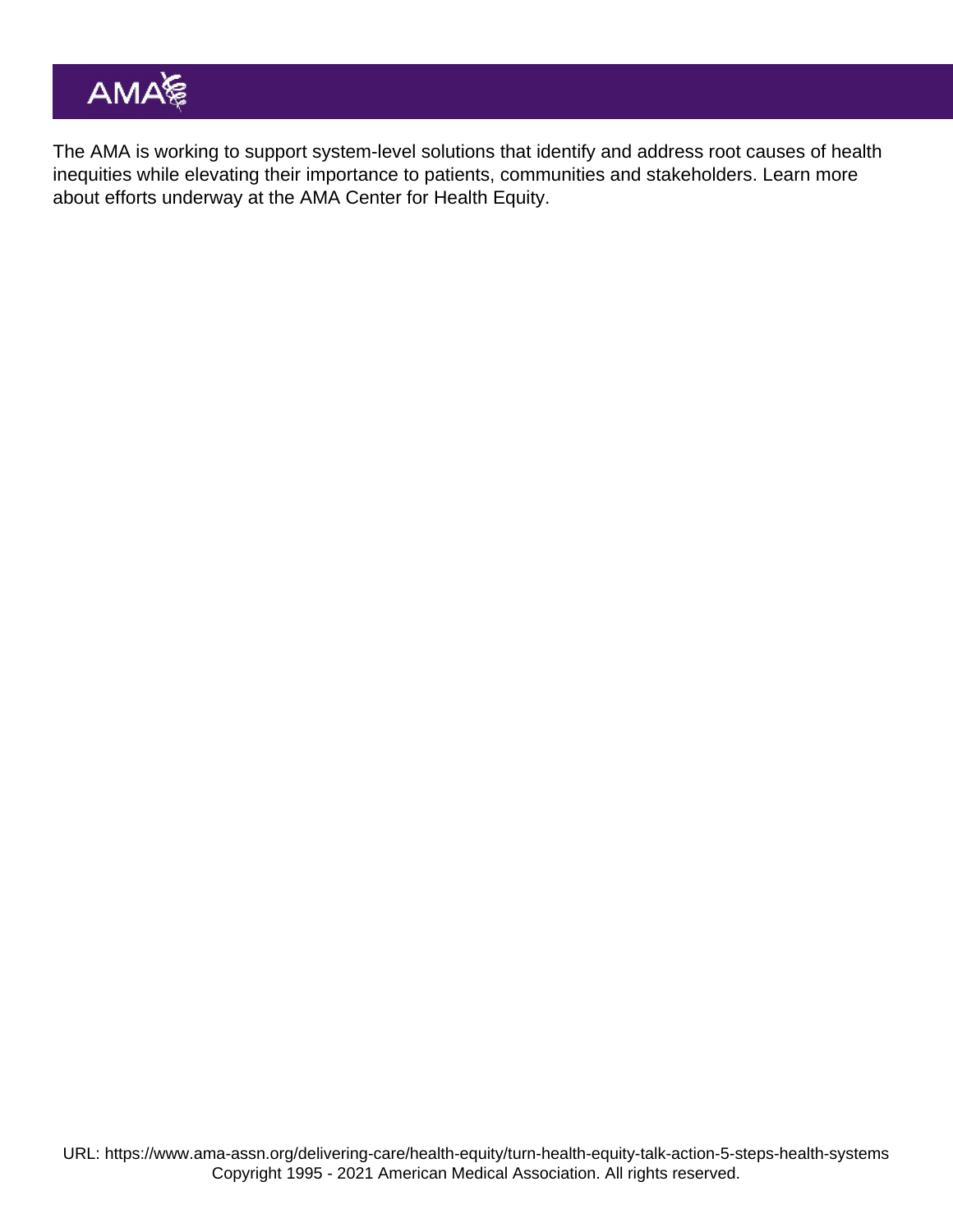The AMA is working to support system-level solutions that identify and address root causes of health inequities while elevating their importance to patients, communities and stakeholders. Learn more about efforts underway at the AMA Center for Health Equity.